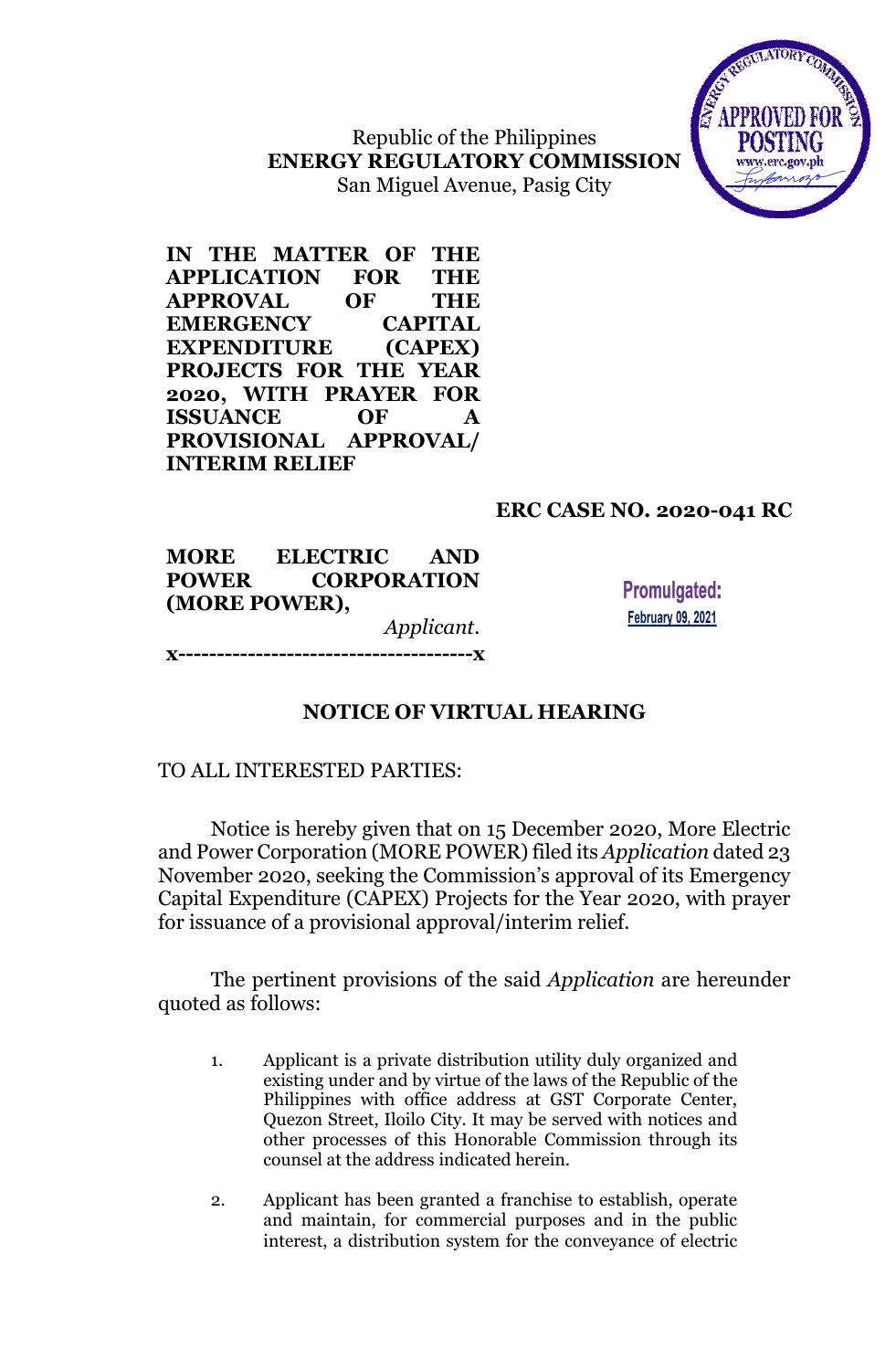Republic of the Philippines
**ENERGY REGULATORY COMMISSION**
San Miguel Avenue, Pasig City

APPROVED FOR POSTING
www.erc.gov.ph

**IN THE MATTER OF THE APPLICATION FOR THE APPROVAL OF THE EMERGENCY CAPITAL EXPENDITURE (CAPEX) PROJECTS FOR THE YEAR 2020, WITH PRAYER FOR ISSUANCE OF A PROVISIONAL APPROVAL/ INTERIM RELIEF**

**ERC CASE NO. 2020-041 RC**

**MORE ELECTRIC AND POWER CORPORATION (MORE POWER),**
*Applicant.*

**x--------------------------------------x**

**Promulgated:**
**February 09, 2021**

## NOTICE OF VIRTUAL HEARING

TO ALL INTERESTED PARTIES:

Notice is hereby given that on 15 December 2020, More Electric and Power Corporation (MORE POWER) filed its *Application* dated 23 November 2020, seeking the Commission's approval of its Emergency Capital Expenditure (CAPEX) Projects for the Year 2020, with prayer for issuance of a provisional approval/interim relief.

The pertinent provisions of the said *Application* are hereunder quoted as follows:

1. Applicant is a private distribution utility duly organized and existing under and by virtue of the laws of the Republic of the Philippines with office address at GST Corporate Center, Quezon Street, Iloilo City. It may be served with notices and other processes of this Honorable Commission through its counsel at the address indicated herein.

2. Applicant has been granted a franchise to establish, operate and maintain, for commercial purposes and in the public interest, a distribution system for the conveyance of electric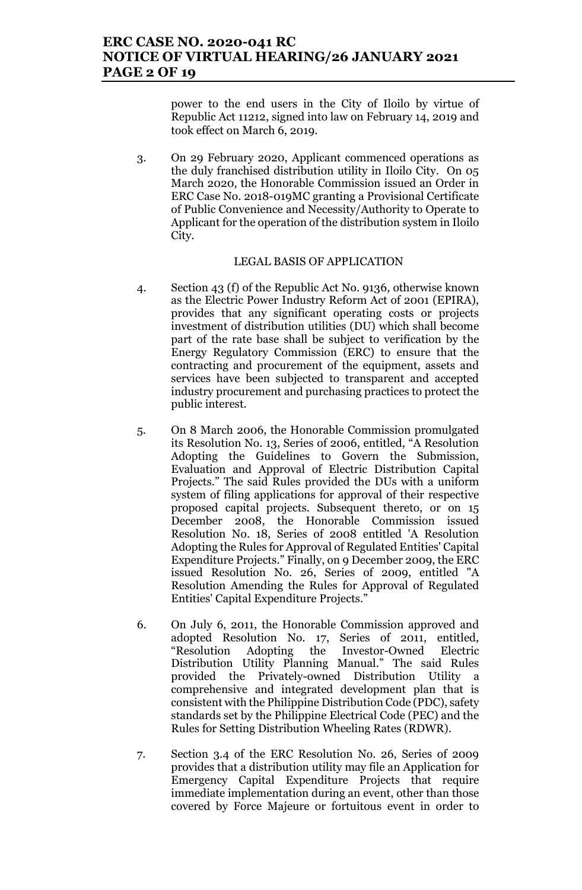power to the end users in the City of Iloilo by virtue of Republic Act 11212, signed into law on February 14, 2019 and took effect on March 6, 2019.

3. On 29 February 2020, Applicant commenced operations as the duly franchised distribution utility in Iloilo City. On 05 March 2020, the Honorable Commission issued an Order in ERC Case No. 2018-019MC granting a Provisional Certificate of Public Convenience and Necessity/Authority to Operate to Applicant for the operation of the distribution system in Iloilo City.

LEGAL BASIS OF APPLICATION

4. Section 43 (f) of the Republic Act No. 9136, otherwise known as the Electric Power Industry Reform Act of 2001 (EPIRA), provides that any significant operating costs or projects investment of distribution utilities (DU) which shall become part of the rate base shall be subject to verification by the Energy Regulatory Commission (ERC) to ensure that the contracting and procurement of the equipment, assets and services have been subjected to transparent and accepted industry procurement and purchasing practices to protect the public interest.

5. On 8 March 2006, the Honorable Commission promulgated its Resolution No. 13, Series of 2006, entitled, "A Resolution Adopting the Guidelines to Govern the Submission, Evaluation and Approval of Electric Distribution Capital Projects." The said Rules provided the DUs with a uniform system of filing applications for approval of their respective proposed capital projects. Subsequent thereto, or on 15 December 2008, the Honorable Commission issued Resolution No. 18, Series of 2008 entitled 'A Resolution Adopting the Rules for Approval of Regulated Entities' Capital Expenditure Projects." Finally, on 9 December 2009, the ERC issued Resolution No. 26, Series of 2009, entitled "A Resolution Amending the Rules for Approval of Regulated Entities' Capital Expenditure Projects."

6. On July 6, 2011, the Honorable Commission approved and adopted Resolution No. 17, Series of 2011, entitled, "Resolution Adopting the Investor-Owned Electric Distribution Utility Planning Manual." The said Rules provided the Privately-owned Distribution Utility a comprehensive and integrated development plan that is consistent with the Philippine Distribution Code (PDC), safety standards set by the Philippine Electrical Code (PEC) and the Rules for Setting Distribution Wheeling Rates (RDWR).

7. Section 3.4 of the ERC Resolution No. 26, Series of 2009 provides that a distribution utility may file an Application for Emergency Capital Expenditure Projects that require immediate implementation during an event, other than those covered by Force Majeure or fortuitous event in order to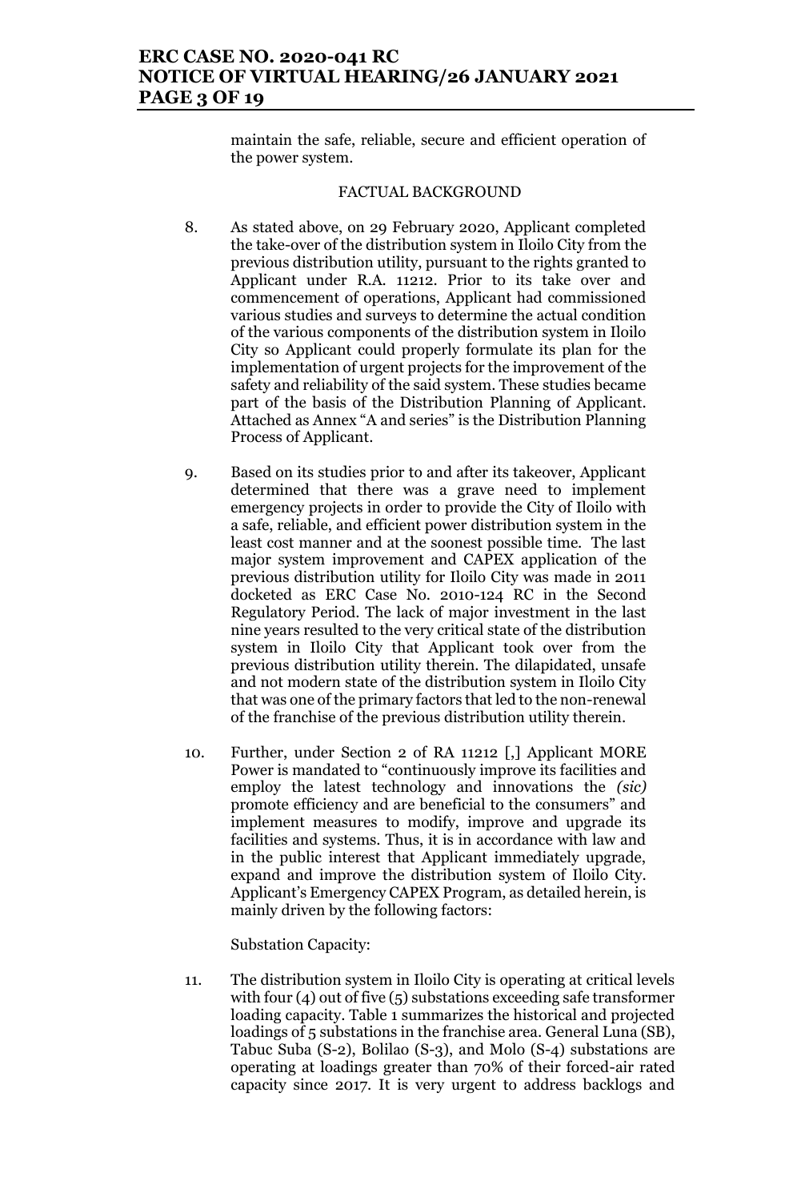maintain the safe, reliable, secure and efficient operation of the power system.

## FACTUAL BACKGROUND

8. As stated above, on 29 February 2020, Applicant completed the take-over of the distribution system in Iloilo City from the previous distribution utility, pursuant to the rights granted to Applicant under R.A. 11212. Prior to its take over and commencement of operations, Applicant had commissioned various studies and surveys to determine the actual condition of the various components of the distribution system in Iloilo City so Applicant could properly formulate its plan for the implementation of urgent projects for the improvement of the safety and reliability of the said system. These studies became part of the basis of the Distribution Planning of Applicant. Attached as Annex "A and series" is the Distribution Planning Process of Applicant.

9. Based on its studies prior to and after its takeover, Applicant determined that there was a grave need to implement emergency projects in order to provide the City of Iloilo with a safe, reliable, and efficient power distribution system in the least cost manner and at the soonest possible time. The last major system improvement and CAPEX application of the previous distribution utility for Iloilo City was made in 2011 docketed as ERC Case No. 2010-124 RC in the Second Regulatory Period. The lack of major investment in the last nine years resulted to the very critical state of the distribution system in Iloilo City that Applicant took over from the previous distribution utility therein. The dilapidated, unsafe and not modern state of the distribution system in Iloilo City that was one of the primary factors that led to the non-renewal of the franchise of the previous distribution utility therein.

10. Further, under Section 2 of RA 11212 [,] Applicant MORE Power is mandated to "continuously improve its facilities and employ the latest technology and innovations the *(sic)* promote efficiency and are beneficial to the consumers" and implement measures to modify, improve and upgrade its facilities and systems. Thus, it is in accordance with law and in the public interest that Applicant immediately upgrade, expand and improve the distribution system of Iloilo City. Applicant's Emergency CAPEX Program, as detailed herein, is mainly driven by the following factors:

Substation Capacity:

11. The distribution system in Iloilo City is operating at critical levels with four (4) out of five (5) substations exceeding safe transformer loading capacity. Table 1 summarizes the historical and projected loadings of 5 substations in the franchise area. General Luna (SB), Tabuc Suba (S-2), Bolilao (S-3), and Molo (S-4) substations are operating at loadings greater than 70% of their forced-air rated capacity since 2017. It is very urgent to address backlogs and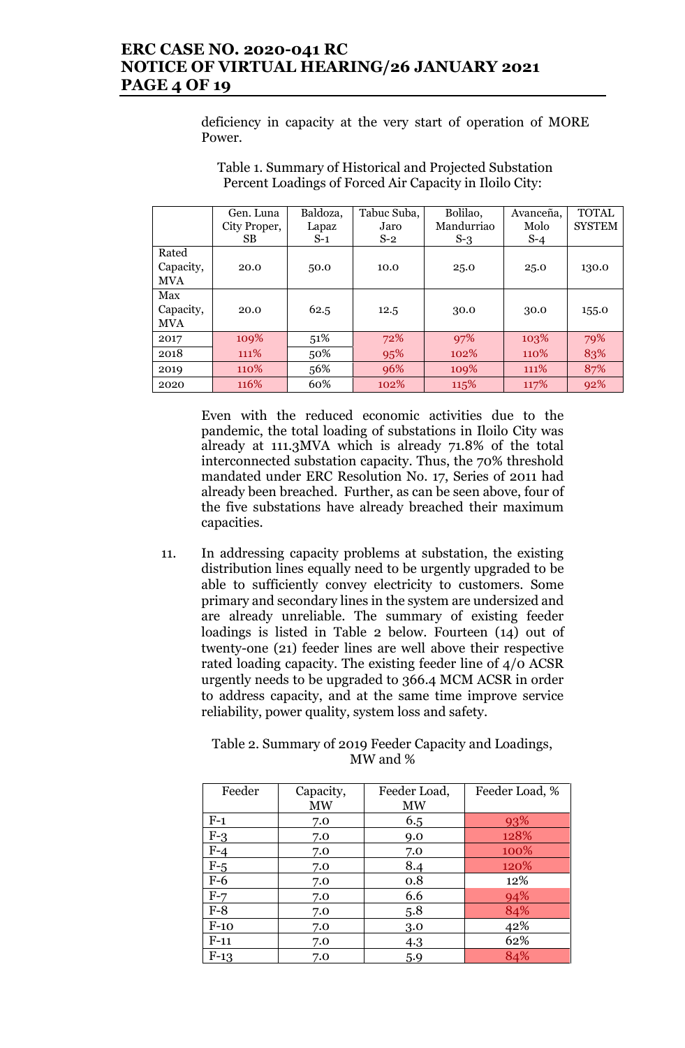deficiency in capacity at the very start of operation of MORE Power.

Table 1. Summary of Historical and Projected Substation Percent Loadings of Forced Air Capacity in Iloilo City:

| | Gen. Luna City Proper, SB | Baldoza, Lapaz S-1 | Tabuc Suba, Jaro S-2 | Bolilao, Mandurriao S-3 | Avanceña, Molo S-4 | TOTAL SYSTEM |
|---|---|---|---|---|---|---|
| Rated Capacity, MVA | 20.0 | 50.0 | 10.0 | 25.0 | 25.0 | 130.0 |
| Max Capacity, MVA | 20.0 | 62.5 | 12.5 | 30.0 | 30.0 | 155.0 |
| 2017 | 109% | 51% | 72% | 97% | 103% | 79% |
| 2018 | 111% | 50% | 95% | 102% | 110% | 83% |
| 2019 | 110% | 56% | 96% | 109% | 111% | 87% |
| 2020 | 116% | 60% | 102% | 115% | 117% | 92% |

Even with the reduced economic activities due to the pandemic, the total loading of substations in Iloilo City was already at 111.3MVA which is already 71.8% of the total interconnected substation capacity. Thus, the 70% threshold mandated under ERC Resolution No. 17, Series of 2011 had already been breached. Further, as can be seen above, four of the five substations have already breached their maximum capacities.

11. In addressing capacity problems at substation, the existing distribution lines equally need to be urgently upgraded to be able to sufficiently convey electricity to customers. Some primary and secondary lines in the system are undersized and are already unreliable. The summary of existing feeder loadings is listed in Table 2 below. Fourteen (14) out of twenty-one (21) feeder lines are well above their respective rated loading capacity. The existing feeder line of 4/0 ACSR urgently needs to be upgraded to 366.4 MCM ACSR in order to address capacity, and at the same time improve service reliability, power quality, system loss and safety.

Table 2. Summary of 2019 Feeder Capacity and Loadings, MW and %

| Feeder | Capacity, MW | Feeder Load, MW | Feeder Load, % |
|---|---|---|---|
| F-1 | 7.0 | 6.5 | 93% |
| F-3 | 7.0 | 9.0 | 128% |
| F-4 | 7.0 | 7.0 | 100% |
| F-5 | 7.0 | 8.4 | 120% |
| F-6 | 7.0 | 0.8 | 12% |
| F-7 | 7.0 | 6.6 | 94% |
| F-8 | 7.0 | 5.8 | 84% |
| F-10 | 7.0 | 3.0 | 42% |
| F-11 | 7.0 | 4.3 | 62% |
| F-13 | 7.0 | 5.9 | 84% |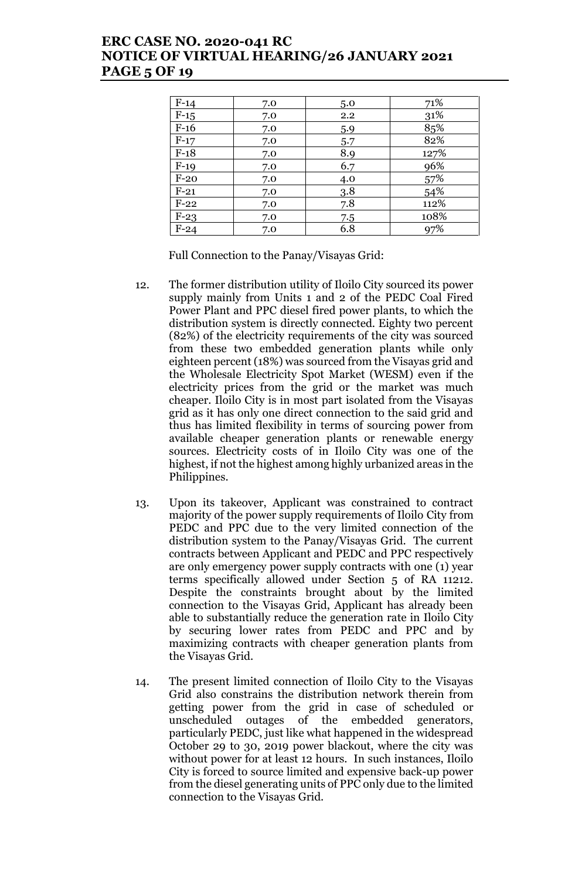| | | | |
|---|---|---|---|
| F-14 | 7.0 | 5.0 | 71% |
| F-15 | 7.0 | 2.2 | 31% |
| F-16 | 7.0 | 5.9 | 85% |
| F-17 | 7.0 | 5.7 | 82% |
| F-18 | 7.0 | 8.9 | 127% |
| F-19 | 7.0 | 6.7 | 96% |
| F-20 | 7.0 | 4.0 | 57% |
| F-21 | 7.0 | 3.8 | 54% |
| F-22 | 7.0 | 7.8 | 112% |
| F-23 | 7.0 | 7.5 | 108% |
| F-24 | 7.0 | 6.8 | 97% |

Full Connection to the Panay/Visayas Grid:

12. The former distribution utility of Iloilo City sourced its power supply mainly from Units 1 and 2 of the PEDC Coal Fired Power Plant and PPC diesel fired power plants, to which the distribution system is directly connected. Eighty two percent (82%) of the electricity requirements of the city was sourced from these two embedded generation plants while only eighteen percent (18%) was sourced from the Visayas grid and the Wholesale Electricity Spot Market (WESM) even if the electricity prices from the grid or the market was much cheaper. Iloilo City is in most part isolated from the Visayas grid as it has only one direct connection to the said grid and thus has limited flexibility in terms of sourcing power from available cheaper generation plants or renewable energy sources. Electricity costs of in Iloilo City was one of the highest, if not the highest among highly urbanized areas in the Philippines.

13. Upon its takeover, Applicant was constrained to contract majority of the power supply requirements of Iloilo City from PEDC and PPC due to the very limited connection of the distribution system to the Panay/Visayas Grid. The current contracts between Applicant and PEDC and PPC respectively are only emergency power supply contracts with one (1) year terms specifically allowed under Section 5 of RA 11212. Despite the constraints brought about by the limited connection to the Visayas Grid, Applicant has already been able to substantially reduce the generation rate in Iloilo City by securing lower rates from PEDC and PPC and by maximizing contracts with cheaper generation plants from the Visayas Grid.

14. The present limited connection of Iloilo City to the Visayas Grid also constrains the distribution network therein from getting power from the grid in case of scheduled or unscheduled outages of the embedded generators, particularly PEDC, just like what happened in the widespread October 29 to 30, 2019 power blackout, where the city was without power for at least 12 hours. In such instances, Iloilo City is forced to source limited and expensive back-up power from the diesel generating units of PPC only due to the limited connection to the Visayas Grid.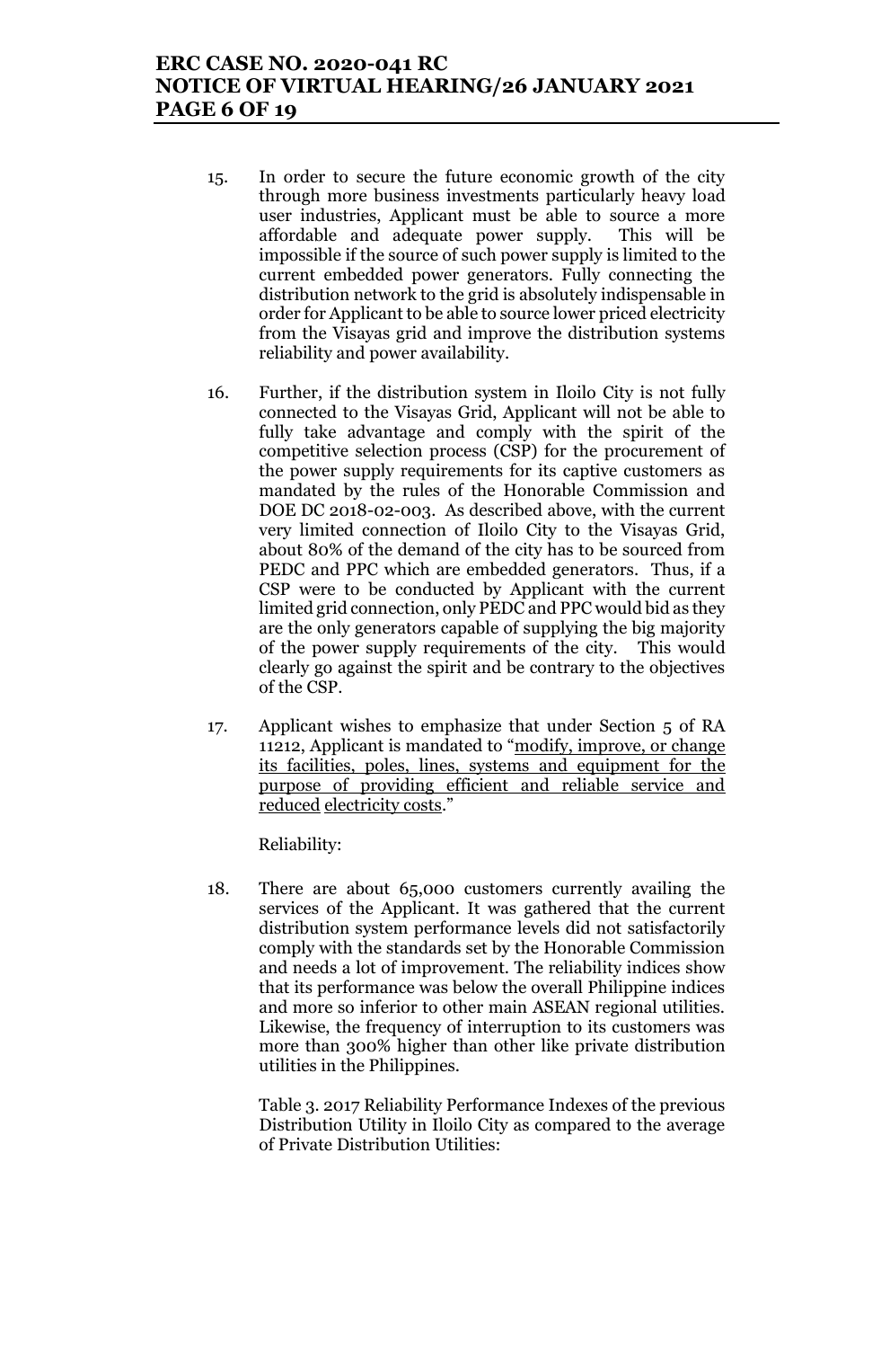15. In order to secure the future economic growth of the city through more business investments particularly heavy load user industries, Applicant must be able to source a more affordable and adequate power supply. This will be impossible if the source of such power supply is limited to the current embedded power generators. Fully connecting the distribution network to the grid is absolutely indispensable in order for Applicant to be able to source lower priced electricity from the Visayas grid and improve the distribution systems reliability and power availability.

16. Further, if the distribution system in Iloilo City is not fully connected to the Visayas Grid, Applicant will not be able to fully take advantage and comply with the spirit of the competitive selection process (CSP) for the procurement of the power supply requirements for its captive customers as mandated by the rules of the Honorable Commission and DOE DC 2018-02-003. As described above, with the current very limited connection of Iloilo City to the Visayas Grid, about 80% of the demand of the city has to be sourced from PEDC and PPC which are embedded generators. Thus, if a CSP were to be conducted by Applicant with the current limited grid connection, only PEDC and PPC would bid as they are the only generators capable of supplying the big majority of the power supply requirements of the city. This would clearly go against the spirit and be contrary to the objectives of the CSP.

17. Applicant wishes to emphasize that under Section 5 of RA 11212, Applicant is mandated to "<u>modify, improve, or change its facilities, poles, lines, systems and equipment for the purpose of providing efficient and reliable service and reduced electricity costs</u>."

Reliability:

18. There are about 65,000 customers currently availing the services of the Applicant. It was gathered that the current distribution system performance levels did not satisfactorily comply with the standards set by the Honorable Commission and needs a lot of improvement. The reliability indices show that its performance was below the overall Philippine indices and more so inferior to other main ASEAN regional utilities. Likewise, the frequency of interruption to its customers was more than 300% higher than other like private distribution utilities in the Philippines.

Table 3. 2017 Reliability Performance Indexes of the previous Distribution Utility in Iloilo City as compared to the average of Private Distribution Utilities: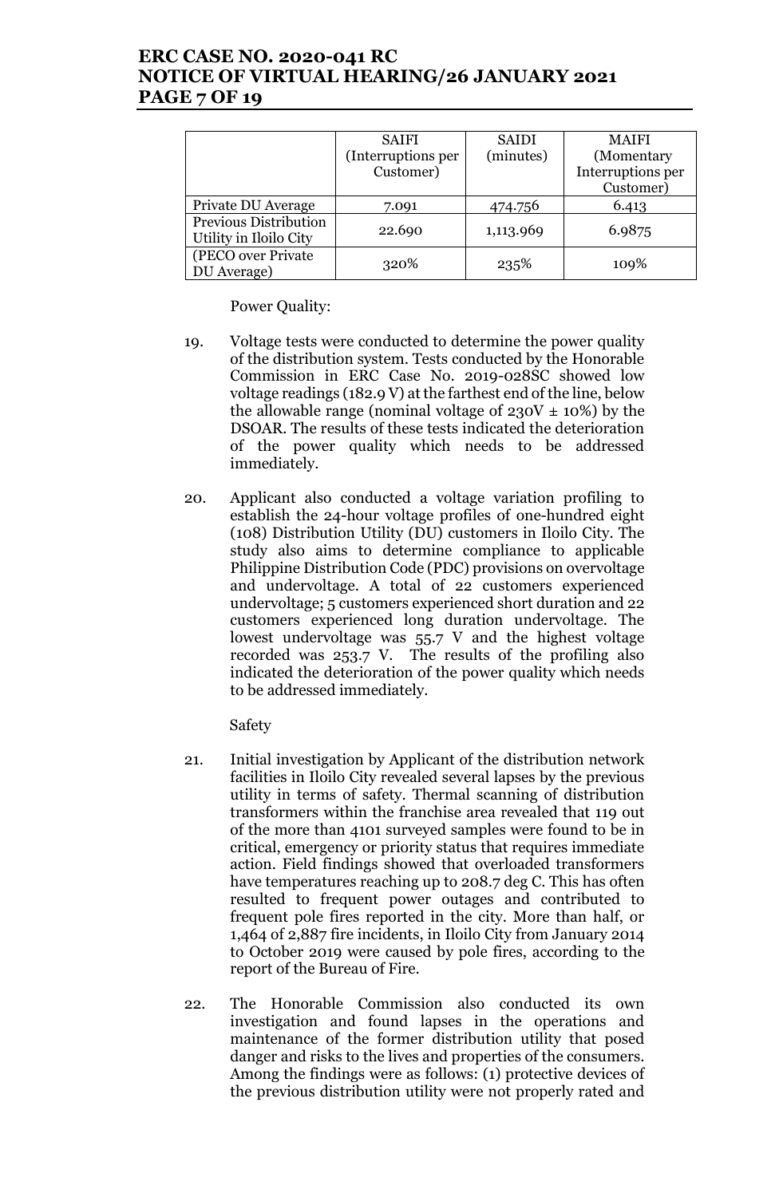| | SAIFI (Interruptions per Customer) | SAIDI (minutes) | MAIFI (Momentary Interruptions per Customer) |
|---|---|---|---|
| Private DU Average | 7.091 | 474.756 | 6.413 |
| Previous Distribution Utility in Iloilo City | 22.690 | 1,113.969 | 6.9875 |
| (PECO over Private DU Average) | 320% | 235% | 109% |

Power Quality:

19. Voltage tests were conducted to determine the power quality of the distribution system. Tests conducted by the Honorable Commission in ERC Case No. 2019-028SC showed low voltage readings (182.9 V) at the farthest end of the line, below the allowable range (nominal voltage of 230V ± 10%) by the DSOAR. The results of these tests indicated the deterioration of the power quality which needs to be addressed immediately.

20. Applicant also conducted a voltage variation profiling to establish the 24-hour voltage profiles of one-hundred eight (108) Distribution Utility (DU) customers in Iloilo City. The study also aims to determine compliance to applicable Philippine Distribution Code (PDC) provisions on overvoltage and undervoltage. A total of 22 customers experienced undervoltage; 5 customers experienced short duration and 22 customers experienced long duration undervoltage. The lowest undervoltage was 55.7 V and the highest voltage recorded was 253.7 V. The results of the profiling also indicated the deterioration of the power quality which needs to be addressed immediately.

Safety

21. Initial investigation by Applicant of the distribution network facilities in Iloilo City revealed several lapses by the previous utility in terms of safety. Thermal scanning of distribution transformers within the franchise area revealed that 119 out of the more than 4101 surveyed samples were found to be in critical, emergency or priority status that requires immediate action. Field findings showed that overloaded transformers have temperatures reaching up to 208.7 deg C. This has often resulted to frequent power outages and contributed to frequent pole fires reported in the city. More than half, or 1,464 of 2,887 fire incidents, in Iloilo City from January 2014 to October 2019 were caused by pole fires, according to the report of the Bureau of Fire.

22. The Honorable Commission also conducted its own investigation and found lapses in the operations and maintenance of the former distribution utility that posed danger and risks to the lives and properties of the consumers. Among the findings were as follows: (1) protective devices of the previous distribution utility were not properly rated and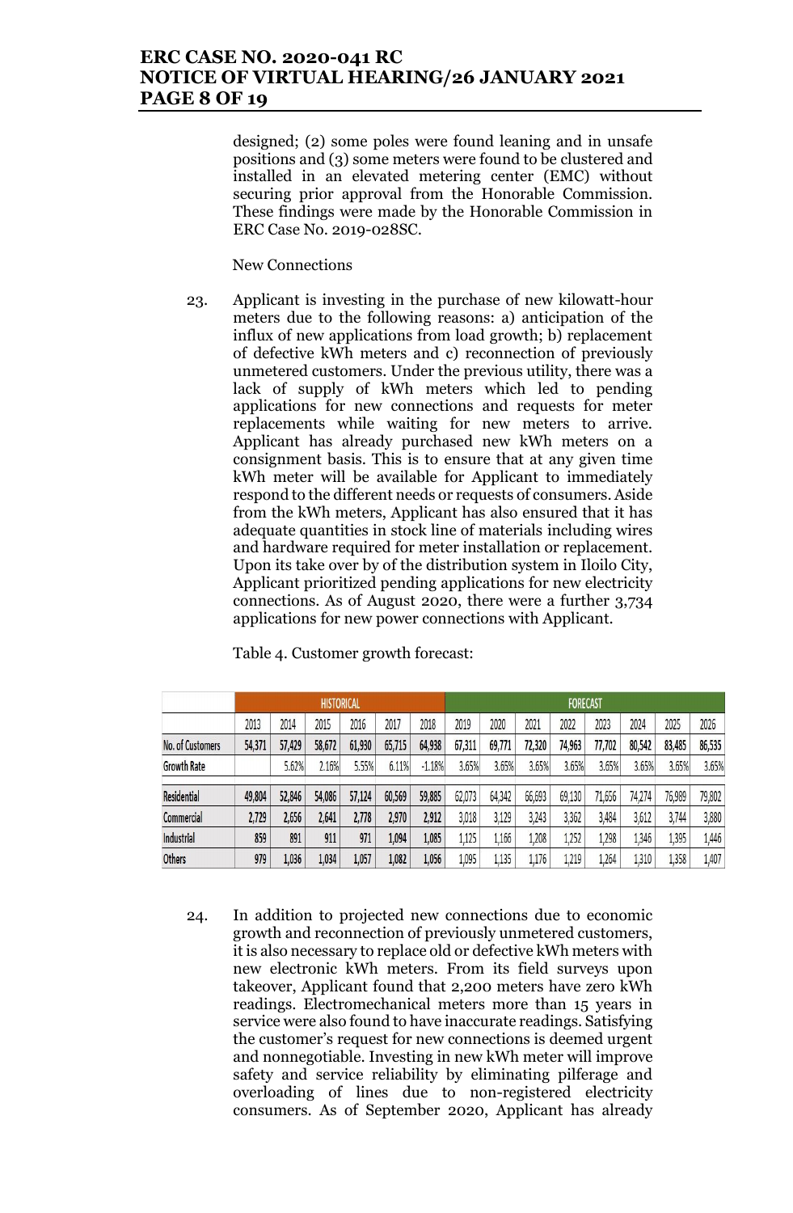designed; (2) some poles were found leaning and in unsafe positions and (3) some meters were found to be clustered and installed in an elevated metering center (EMC) without securing prior approval from the Honorable Commission. These findings were made by the Honorable Commission in ERC Case No. 2019-028SC.

New Connections

23. Applicant is investing in the purchase of new kilowatt-hour meters due to the following reasons: a) anticipation of the influx of new applications from load growth; b) replacement of defective kWh meters and c) reconnection of previously unmetered customers. Under the previous utility, there was a lack of supply of kWh meters which led to pending applications for new connections and requests for meter replacements while waiting for new meters to arrive. Applicant has already purchased new kWh meters on a consignment basis. This is to ensure that at any given time kWh meter will be available for Applicant to immediately respond to the different needs or requests of consumers. Aside from the kWh meters, Applicant has also ensured that it has adequate quantities in stock line of materials including wires and hardware required for meter installation or replacement. Upon its take over by of the distribution system in Iloilo City, Applicant prioritized pending applications for new electricity connections. As of August 2020, there were a further 3,734 applications for new power connections with Applicant.

Table 4. Customer growth forecast:

| | HISTORICAL | | | | | | FORECAST | | | | | | | |
|---|---|---|---|---|---|---|---|---|---|---|---|---|---|---|
| | 2013 | 2014 | 2015 | 2016 | 2017 | 2018 | 2019 | 2020 | 2021 | 2022 | 2023 | 2024 | 2025 | 2026 |
| No. of Customers | 54,371 | 57,429 | 58,672 | 61,930 | 65,715 | 64,938 | 67,311 | 69,771 | 72,320 | 74,963 | 77,702 | 80,542 | 83,485 | 86,535 |
| Growth Rate | | 5.62% | 2.16% | 5.55% | 6.11% | -1.18% | 3.65% | 3.65% | 3.65% | 3.65% | 3.65% | 3.65% | 3.65% | 3.65% |
| Residential | 49,804 | 52,846 | 54,086 | 57,124 | 60,569 | 59,885 | 62,073 | 64,342 | 66,693 | 69,130 | 71,656 | 74,274 | 76,989 | 79,802 |
| Commercial | 2,729 | 2,656 | 2,641 | 2,778 | 2,970 | 2,912 | 3,018 | 3,129 | 3,243 | 3,362 | 3,484 | 3,612 | 3,744 | 3,880 |
| Industrial | 859 | 891 | 911 | 971 | 1,094 | 1,085 | 1,125 | 1,166 | 1,208 | 1,252 | 1,298 | 1,346 | 1,395 | 1,446 |
| Others | 979 | 1,036 | 1,034 | 1,057 | 1,082 | 1,056 | 1,095 | 1,135 | 1,176 | 1,219 | 1,264 | 1,310 | 1,358 | 1,407 |

24. In addition to projected new connections due to economic growth and reconnection of previously unmetered customers, it is also necessary to replace old or defective kWh meters with new electronic kWh meters. From its field surveys upon takeover, Applicant found that 2,200 meters have zero kWh readings. Electromechanical meters more than 15 years in service were also found to have inaccurate readings. Satisfying the customer's request for new connections is deemed urgent and nonnegotiable. Investing in new kWh meter will improve safety and service reliability by eliminating pilferage and overloading of lines due to non-registered electricity consumers. As of September 2020, Applicant has already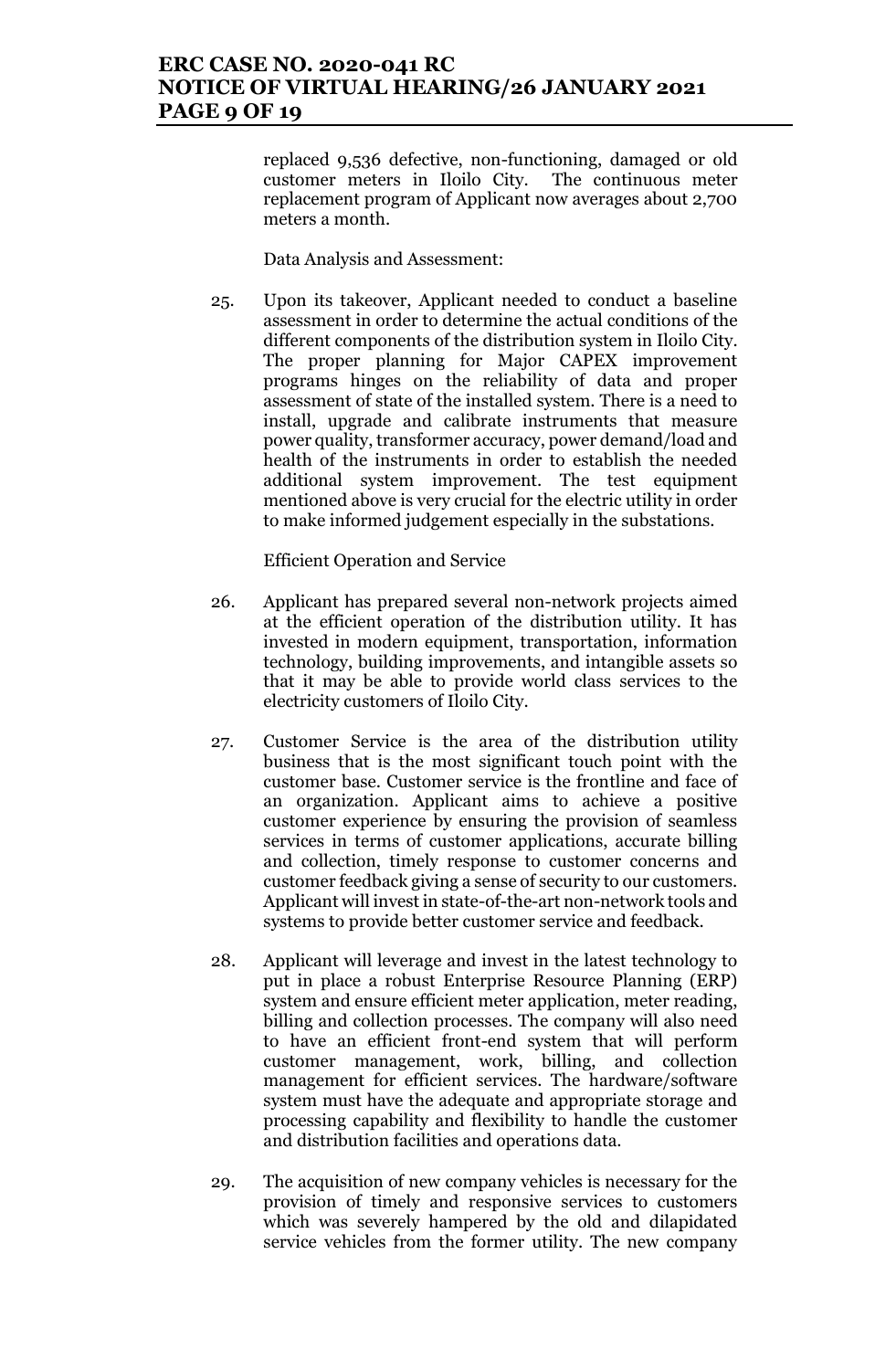replaced 9,536 defective, non-functioning, damaged or old customer meters in Iloilo City. The continuous meter replacement program of Applicant now averages about 2,700 meters a month.

Data Analysis and Assessment:

25. Upon its takeover, Applicant needed to conduct a baseline assessment in order to determine the actual conditions of the different components of the distribution system in Iloilo City. The proper planning for Major CAPEX improvement programs hinges on the reliability of data and proper assessment of state of the installed system. There is a need to install, upgrade and calibrate instruments that measure power quality, transformer accuracy, power demand/load and health of the instruments in order to establish the needed additional system improvement. The test equipment mentioned above is very crucial for the electric utility in order to make informed judgement especially in the substations.

Efficient Operation and Service

26. Applicant has prepared several non-network projects aimed at the efficient operation of the distribution utility. It has invested in modern equipment, transportation, information technology, building improvements, and intangible assets so that it may be able to provide world class services to the electricity customers of Iloilo City.

27. Customer Service is the area of the distribution utility business that is the most significant touch point with the customer base. Customer service is the frontline and face of an organization. Applicant aims to achieve a positive customer experience by ensuring the provision of seamless services in terms of customer applications, accurate billing and collection, timely response to customer concerns and customer feedback giving a sense of security to our customers. Applicant will invest in state-of-the-art non-network tools and systems to provide better customer service and feedback.

28. Applicant will leverage and invest in the latest technology to put in place a robust Enterprise Resource Planning (ERP) system and ensure efficient meter application, meter reading, billing and collection processes. The company will also need to have an efficient front-end system that will perform customer management, work, billing, and collection management for efficient services. The hardware/software system must have the adequate and appropriate storage and processing capability and flexibility to handle the customer and distribution facilities and operations data.

29. The acquisition of new company vehicles is necessary for the provision of timely and responsive services to customers which was severely hampered by the old and dilapidated service vehicles from the former utility. The new company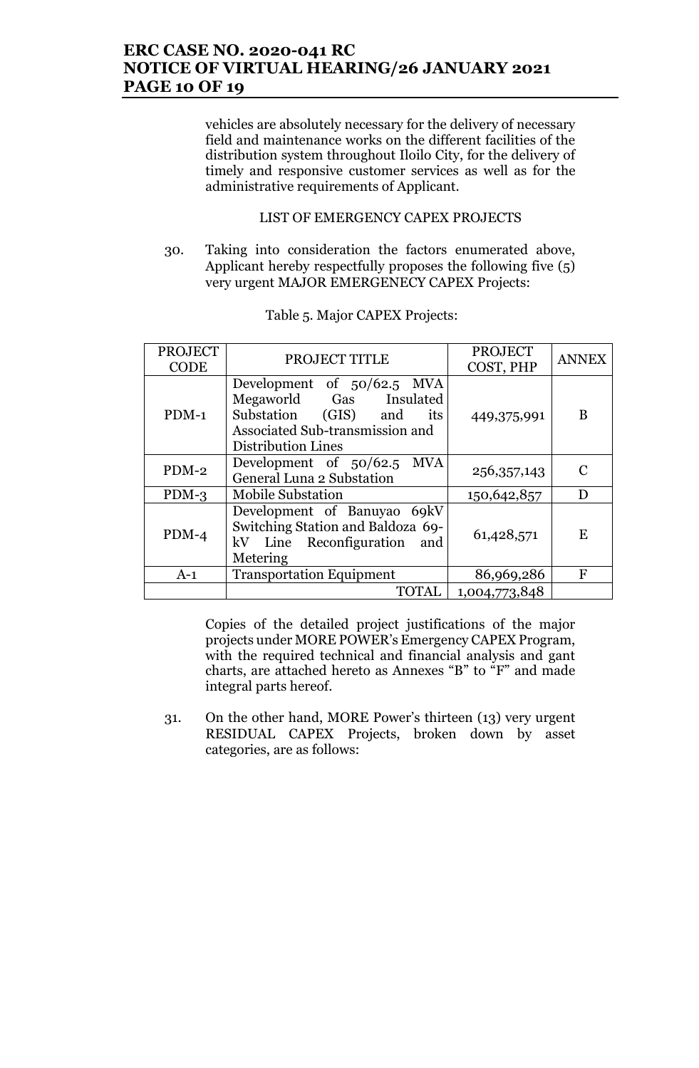vehicles are absolutely necessary for the delivery of necessary field and maintenance works on the different facilities of the distribution system throughout Iloilo City, for the delivery of timely and responsive customer services as well as for the administrative requirements of Applicant.

LIST OF EMERGENCY CAPEX PROJECTS

30. Taking into consideration the factors enumerated above, Applicant hereby respectfully proposes the following five (5) very urgent MAJOR EMERGENECY CAPEX Projects:

Table 5. Major CAPEX Projects:

| PROJECT CODE | PROJECT TITLE | PROJECT COST, PHP | ANNEX |
|---|---|---|---|
| PDM-1 | Development of 50/62.5 MVA Megaworld Gas Insulated Substation (GIS) and its Associated Sub-transmission and Distribution Lines | 449,375,991 | B |
| PDM-2 | Development of 50/62.5 MVA General Luna 2 Substation | 256,357,143 | C |
| PDM-3 | Mobile Substation | 150,642,857 | D |
| PDM-4 | Development of Banuyao 69kV Switching Station and Baldoza 69-kV Line Reconfiguration and Metering | 61,428,571 | E |
| A-1 | Transportation Equipment | 86,969,286 | F |
| | TOTAL | 1,004,773,848 | |

Copies of the detailed project justifications of the major projects under MORE POWER's Emergency CAPEX Program, with the required technical and financial analysis and gant charts, are attached hereto as Annexes "B" to "F" and made integral parts hereof.

31. On the other hand, MORE Power's thirteen (13) very urgent RESIDUAL CAPEX Projects, broken down by asset categories, are as follows: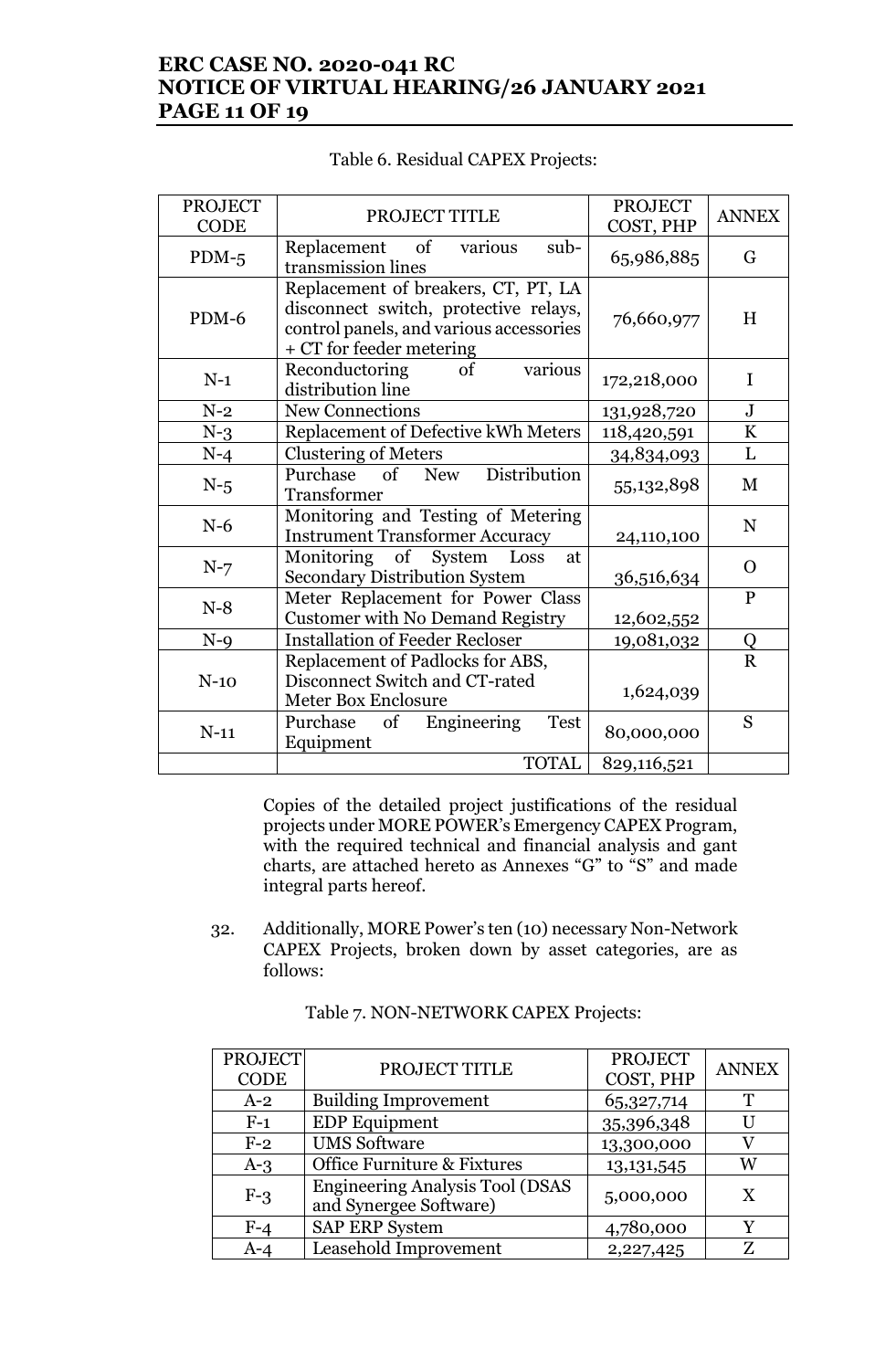Table 6. Residual CAPEX Projects:

| PROJECT CODE | PROJECT TITLE | PROJECT COST, PHP | ANNEX |
|---|---|---|---|
| PDM-5 | Replacement of various sub-transmission lines | 65,986,885 | G |
| PDM-6 | Replacement of breakers, CT, PT, LA disconnect switch, protective relays, control panels, and various accessories + CT for feeder metering | 76,660,977 | H |
| N-1 | Reconductoring of various distribution line | 172,218,000 | I |
| N-2 | New Connections | 131,928,720 | J |
| N-3 | Replacement of Defective kWh Meters | 118,420,591 | K |
| N-4 | Clustering of Meters | 34,834,093 | L |
| N-5 | Purchase of New Distribution Transformer | 55,132,898 | M |
| N-6 | Monitoring and Testing of Metering Instrument Transformer Accuracy | 24,110,100 | N |
| N-7 | Monitoring of System Loss at Secondary Distribution System | 36,516,634 | O |
| N-8 | Meter Replacement for Power Class Customer with No Demand Registry | 12,602,552 | P |
| N-9 | Installation of Feeder Recloser | 19,081,032 | Q |
| N-10 | Replacement of Padlocks for ABS, Disconnect Switch and CT-rated Meter Box Enclosure | 1,624,039 | R |
| N-11 | Purchase of Engineering Test Equipment | 80,000,000 | S |
| | TOTAL | 829,116,521 | |

Copies of the detailed project justifications of the residual projects under MORE POWER's Emergency CAPEX Program, with the required technical and financial analysis and gant charts, are attached hereto as Annexes "G" to "S" and made integral parts hereof.

32. Additionally, MORE Power's ten (10) necessary Non-Network CAPEX Projects, broken down by asset categories, are as follows:

Table 7. NON-NETWORK CAPEX Projects:

| PROJECT CODE | PROJECT TITLE | PROJECT COST, PHP | ANNEX |
|---|---|---|---|
| A-2 | Building Improvement | 65,327,714 | T |
| F-1 | EDP Equipment | 35,396,348 | U |
| F-2 | UMS Software | 13,300,000 | V |
| A-3 | Office Furniture & Fixtures | 13,131,545 | W |
| F-3 | Engineering Analysis Tool (DSAS and Synergee Software) | 5,000,000 | X |
| F-4 | SAP ERP System | 4,780,000 | Y |
| A-4 | Leasehold Improvement | 2,227,425 | Z |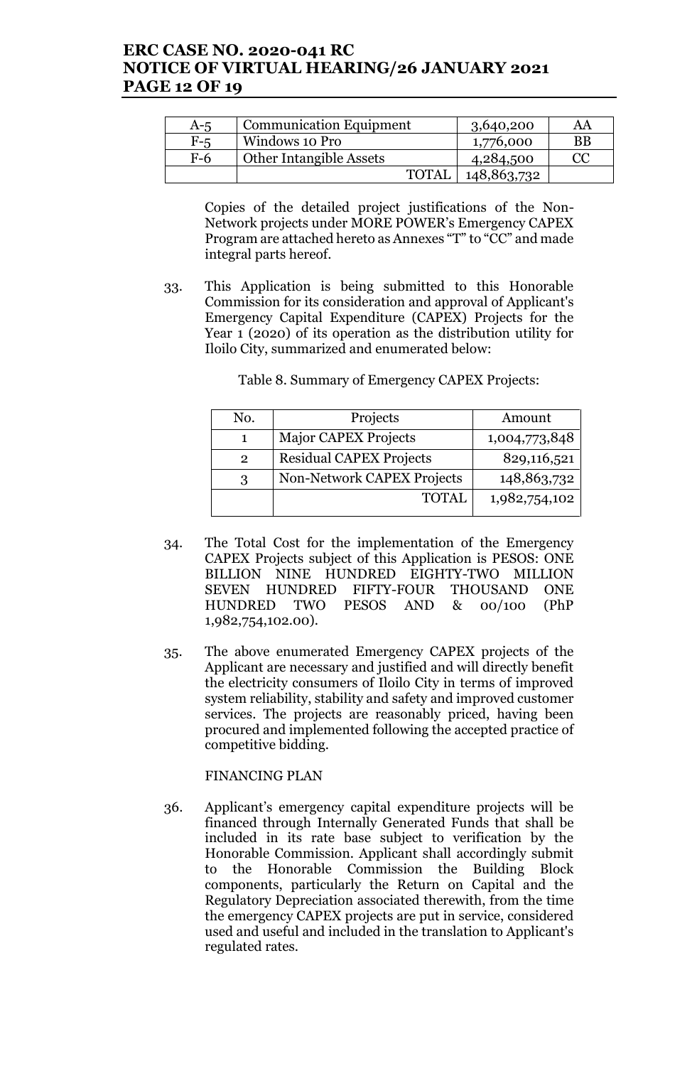| A-5 | Communication Equipment | 3,640,200 | AA |
|---|---|---|---|
| F-5 | Windows 10 Pro | 1,776,000 | BB |
| F-6 | Other Intangible Assets | 4,284,500 | CC |
| | TOTAL | 148,863,732 | |

Copies of the detailed project justifications of the Non-Network projects under MORE POWER's Emergency CAPEX Program are attached hereto as Annexes "T" to "CC" and made integral parts hereof.

33. This Application is being submitted to this Honorable Commission for its consideration and approval of Applicant's Emergency Capital Expenditure (CAPEX) Projects for the Year 1 (2020) of its operation as the distribution utility for Iloilo City, summarized and enumerated below:

Table 8. Summary of Emergency CAPEX Projects:

| No. | Projects | Amount |
|---|---|---|
| 1 | Major CAPEX Projects | 1,004,773,848 |
| 2 | Residual CAPEX Projects | 829,116,521 |
| 3 | Non-Network CAPEX Projects | 148,863,732 |
| | TOTAL | 1,982,754,102 |

34. The Total Cost for the implementation of the Emergency CAPEX Projects subject of this Application is PESOS: ONE BILLION NINE HUNDRED EIGHTY-TWO MILLION SEVEN HUNDRED FIFTY-FOUR THOUSAND ONE HUNDRED TWO PESOS AND & 00/100 (PhP 1,982,754,102.00).

35. The above enumerated Emergency CAPEX projects of the Applicant are necessary and justified and will directly benefit the electricity consumers of Iloilo City in terms of improved system reliability, stability and safety and improved customer services. The projects are reasonably priced, having been procured and implemented following the accepted practice of competitive bidding.

FINANCING PLAN

36. Applicant's emergency capital expenditure projects will be financed through Internally Generated Funds that shall be included in its rate base subject to verification by the Honorable Commission. Applicant shall accordingly submit to the Honorable Commission the Building Block components, particularly the Return on Capital and the Regulatory Depreciation associated therewith, from the time the emergency CAPEX projects are put in service, considered used and useful and included in the translation to Applicant's regulated rates.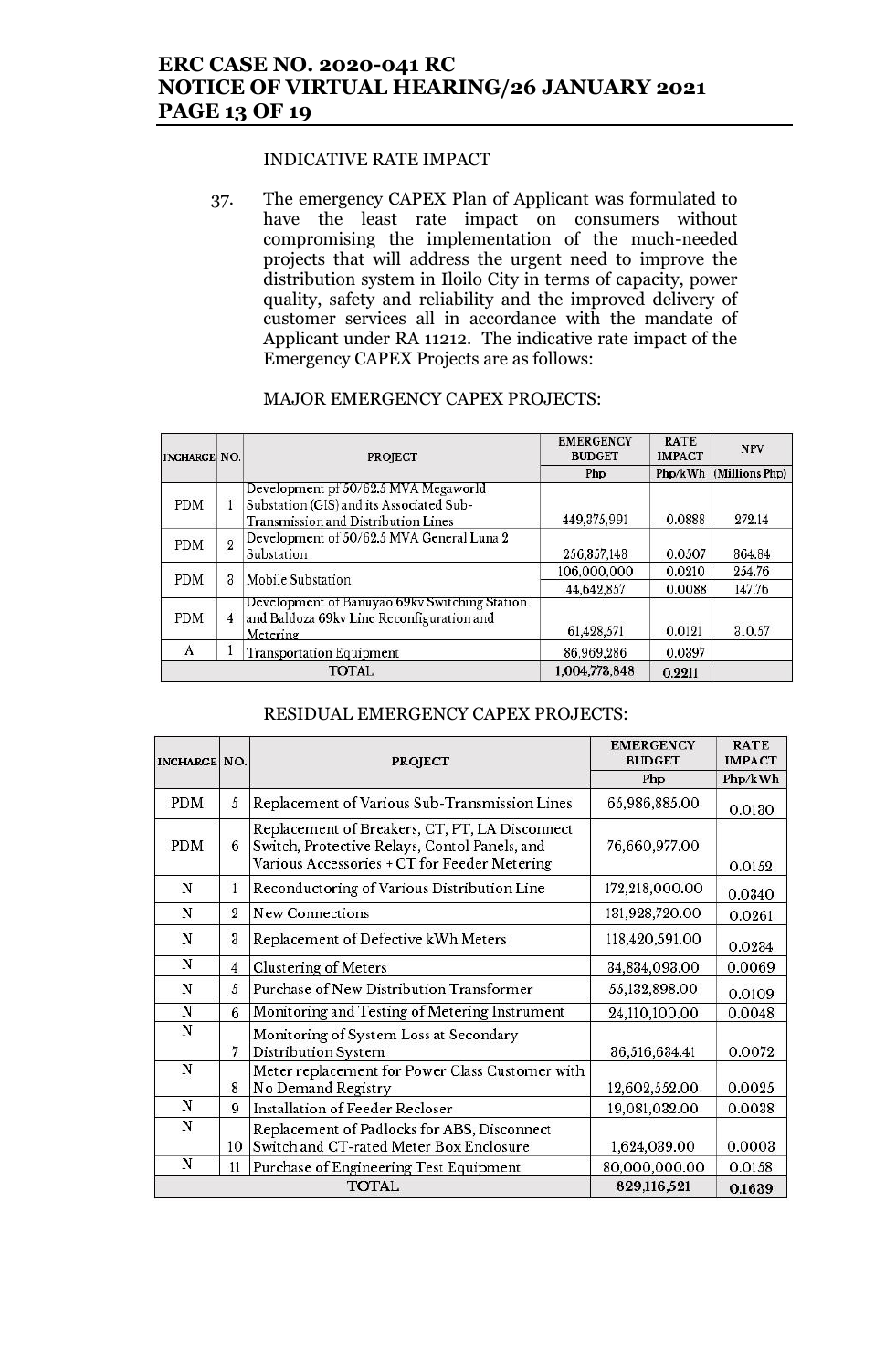INDICATIVE RATE IMPACT

37. The emergency CAPEX Plan of Applicant was formulated to have the least rate impact on consumers without compromising the implementation of the much-needed projects that will address the urgent need to improve the distribution system in Iloilo City in terms of capacity, power quality, safety and reliability and the improved delivery of customer services all in accordance with the mandate of Applicant under RA 11212. The indicative rate impact of the Emergency CAPEX Projects are as follows:

MAJOR EMERGENCY CAPEX PROJECTS:

| INCHARGE | NO. | PROJECT | EMERGENCY BUDGET | RATE IMPACT | NPV |
|---|---|---|---|---|---|
| | | | Php | Php/kWh | (Millions Php) |
| PDM | 1 | Development pf 50/62.5 MVA Megaworld Substation (GIS) and its Associated Sub-Transmission and Distribution Lines | 449,375,991 | 0.0888 | 272.14 |
| PDM | 2 | Development of 50/62.5 MVA General Luna 2 Substation | 256,357,143 | 0.0507 | 364.84 |
| PDM | 3 | Mobile Substation | 106,000,000 | 0.0210 | 254.76 |
| | | | 44,642,857 | 0.0088 | 147.76 |
| PDM | 4 | Development of Banuyao 69kv Switching Station and Baldoza 69kv Line Reconfiguration and Metering | 61,428,571 | 0.0121 | 310.57 |
| A | 1 | Transportation Equipment | 86,969,286 | 0.0397 | |
| TOTAL | | | 1,004,773,848 | 0.2211 | |

RESIDUAL EMERGENCY CAPEX PROJECTS:

| INCHARGE | NO. | PROJECT | EMERGENCY BUDGET | RATE IMPACT |
|---|---|---|---|---|
| | | | Php | Php/kWh |
| PDM | 5 | Replacement of Various Sub-Transmission Lines | 65,986,885.00 | 0.0130 |
| PDM | 6 | Replacement of Breakers, CT, PT, LA Disconnect Switch, Protective Relays, Contol Panels, and Various Accessories + CT for Feeder Metering | 76,660,977.00 | 0.0152 |
| N | 1 | Reconductoring of Various Distribution Line | 172,218,000.00 | 0.0340 |
| N | 2 | New Connections | 131,928,720.00 | 0.0261 |
| N | 3 | Replacement of Defective kWh Meters | 118,420,591.00 | 0.0234 |
| N | 4 | Clustering of Meters | 34,834,093.00 | 0.0069 |
| N | 5 | Purchase of New Distribution Transformer | 55,132,898.00 | 0.0109 |
| N | 6 | Monitoring and Testing of Metering Instrument | 24,110,100.00 | 0.0048 |
| N | 7 | Monitoring of System Loss at Secondary Distribution System | 36,516,634.41 | 0.0072 |
| N | 8 | Meter replacement for Power Class Customer with No Demand Registry | 12,602,552.00 | 0.0025 |
| N | 9 | Installation of Feeder Recloser | 19,081,032.00 | 0.0038 |
| N | 10 | Replacement of Padlocks for ABS, Disconnect Switch and CT-rated Meter Box Enclosure | 1,624,039.00 | 0.0003 |
| N | 11 | Purchase of Engineering Test Equipment | 80,000,000.00 | 0.0158 |
| TOTAL | | | 829,116,521 | 0.1639 |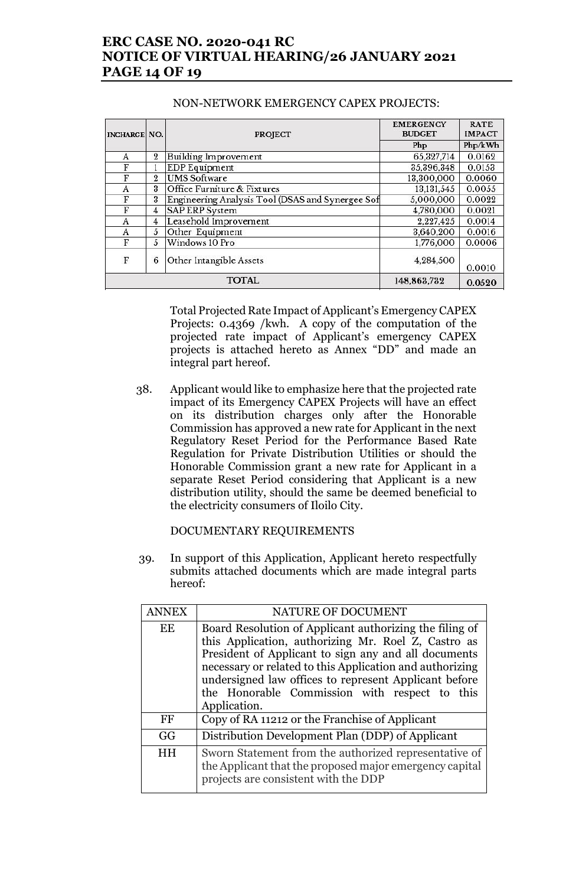NON-NETWORK EMERGENCY CAPEX PROJECTS:

| INCHARGE | NO. | PROJECT | EMERGENCY BUDGET | RATE IMPACT |
|---|---|---|---|---|
| | | | Php | Php/kWh |
| A | 2 | Building Improvement | 65,327,714 | 0.0162 |
| F | 1 | EDP Equipment | 35,396,348 | 0.0153 |
| F | 2 | UMS Software | 13,300,000 | 0.0060 |
| A | 3 | Office Furniture & Fixtures | 13,131,545 | 0.0055 |
| F | 3 | Engineering Analysis Tool (DSAS and Synergee Sof | 5,000,000 | 0.0022 |
| F | 4 | SAP ERP System | 4,780,000 | 0.0021 |
| A | 4 | Leasehold Improvement | 2,227,425 | 0.0014 |
| A | 5 | Other Equipment | 3,640,200 | 0.0016 |
| F | 5 | Windows 10 Pro | 1,776,000 | 0.0006 |
| F | 6 | Other Intangible Assets | 4,284,500 | 0.0010 |
| TOTAL | | | 148,863,732 | 0.0520 |

Total Projected Rate Impact of Applicant's Emergency CAPEX Projects: 0.4369 /kwh. A copy of the computation of the projected rate impact of Applicant's emergency CAPEX projects is attached hereto as Annex "DD" and made an integral part hereof.

38. Applicant would like to emphasize here that the projected rate impact of its Emergency CAPEX Projects will have an effect on its distribution charges only after the Honorable Commission has approved a new rate for Applicant in the next Regulatory Reset Period for the Performance Based Rate Regulation for Private Distribution Utilities or should the Honorable Commission grant a new rate for Applicant in a separate Reset Period considering that Applicant is a new distribution utility, should the same be deemed beneficial to the electricity consumers of Iloilo City.

DOCUMENTARY REQUIREMENTS

39. In support of this Application, Applicant hereto respectfully submits attached documents which are made integral parts hereof:

| ANNEX | NATURE OF DOCUMENT |
|---|---|
| EE | Board Resolution of Applicant authorizing the filing of this Application, authorizing Mr. Roel Z, Castro as President of Applicant to sign any and all documents necessary or related to this Application and authorizing undersigned law offices to represent Applicant before the Honorable Commission with respect to this Application. |
| FF | Copy of RA 11212 or the Franchise of Applicant |
| GG | Distribution Development Plan (DDP) of Applicant |
| HH | Sworn Statement from the authorized representative of the Applicant that the proposed major emergency capital projects are consistent with the DDP |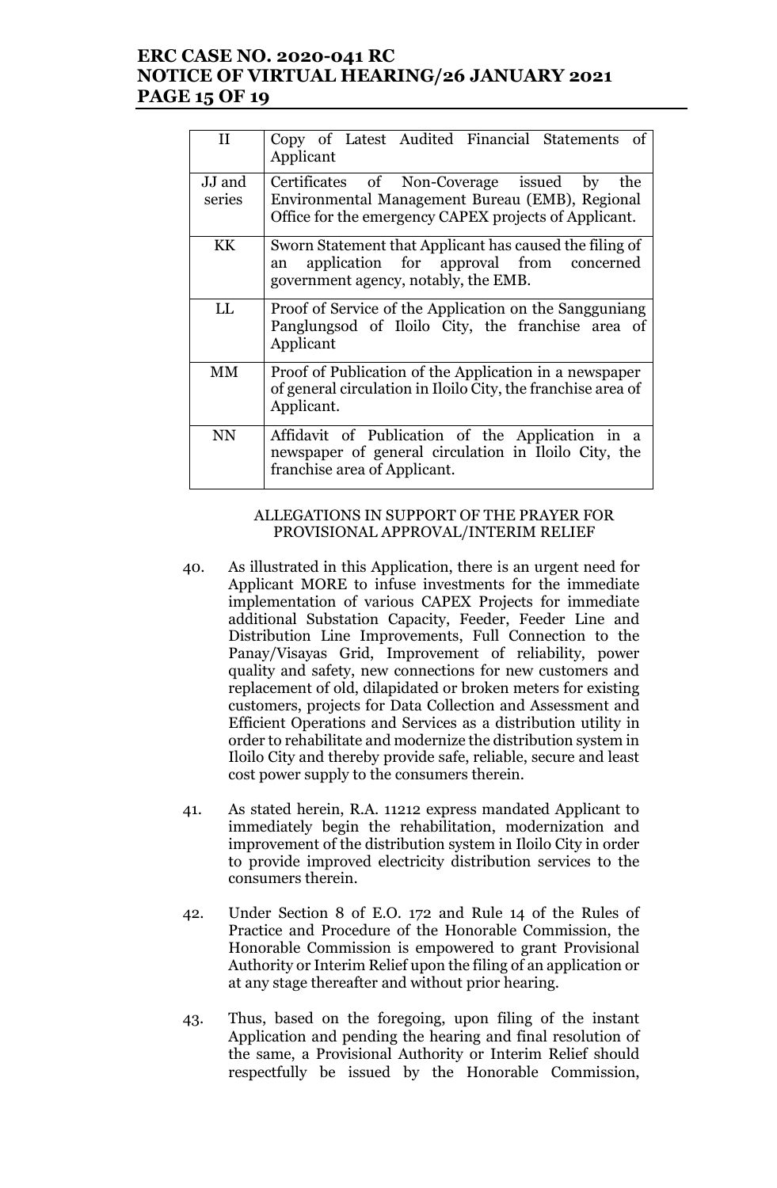| II | Copy of Latest Audited Financial Statements of Applicant |
|---|---|
| JJ and series | Certificates of Non-Coverage issued by the Environmental Management Bureau (EMB), Regional Office for the emergency CAPEX projects of Applicant. |
| KK | Sworn Statement that Applicant has caused the filing of an application for approval from concerned government agency, notably, the EMB. |
| LL | Proof of Service of the Application on the Sangguniang Panglungsod of Iloilo City, the franchise area of Applicant |
| MM | Proof of Publication of the Application in a newspaper of general circulation in Iloilo City, the franchise area of Applicant. |
| NN | Affidavit of Publication of the Application in a newspaper of general circulation in Iloilo City, the franchise area of Applicant. |

ALLEGATIONS IN SUPPORT OF THE PRAYER FOR PROVISIONAL APPROVAL/INTERIM RELIEF

40. As illustrated in this Application, there is an urgent need for Applicant MORE to infuse investments for the immediate implementation of various CAPEX Projects for immediate additional Substation Capacity, Feeder, Feeder Line and Distribution Line Improvements, Full Connection to the Panay/Visayas Grid, Improvement of reliability, power quality and safety, new connections for new customers and replacement of old, dilapidated or broken meters for existing customers, projects for Data Collection and Assessment and Efficient Operations and Services as a distribution utility in order to rehabilitate and modernize the distribution system in Iloilo City and thereby provide safe, reliable, secure and least cost power supply to the consumers therein.

41. As stated herein, R.A. 11212 express mandated Applicant to immediately begin the rehabilitation, modernization and improvement of the distribution system in Iloilo City in order to provide improved electricity distribution services to the consumers therein.

42. Under Section 8 of E.O. 172 and Rule 14 of the Rules of Practice and Procedure of the Honorable Commission, the Honorable Commission is empowered to grant Provisional Authority or Interim Relief upon the filing of an application or at any stage thereafter and without prior hearing.

43. Thus, based on the foregoing, upon filing of the instant Application and pending the hearing and final resolution of the same, a Provisional Authority or Interim Relief should respectfully be issued by the Honorable Commission,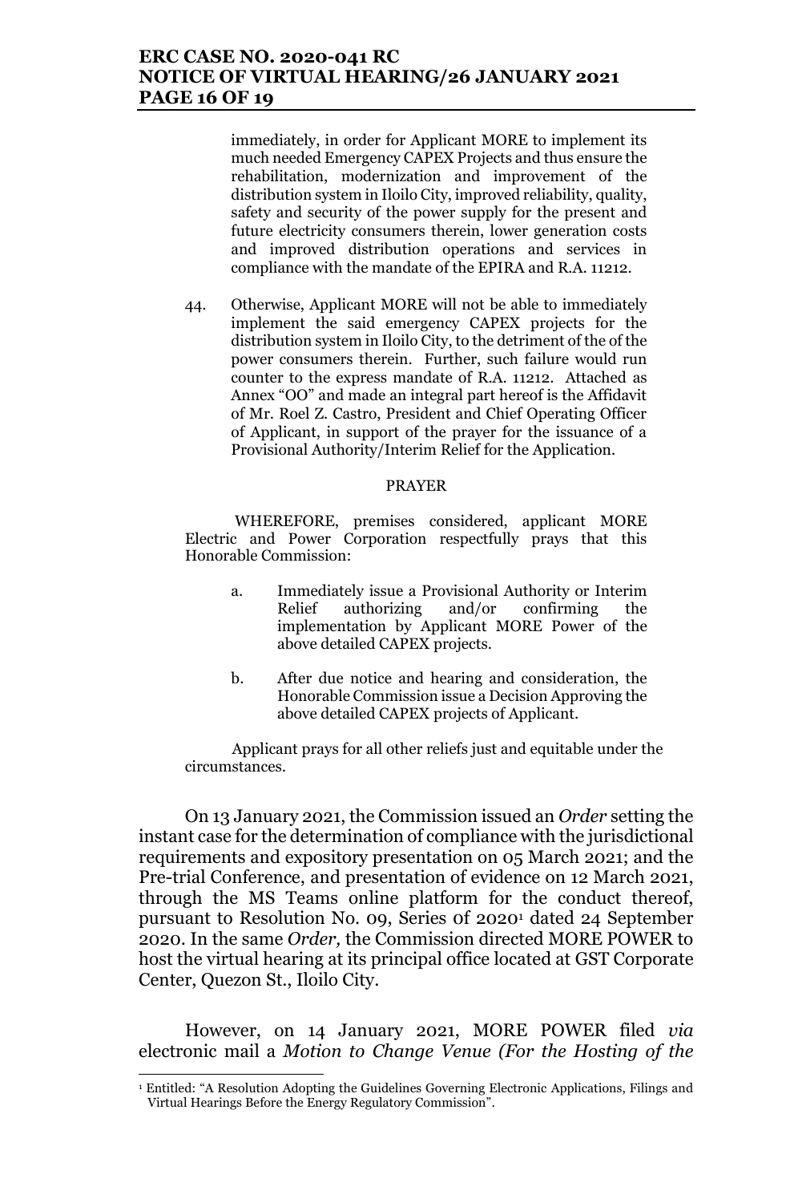immediately, in order for Applicant MORE to implement its much needed Emergency CAPEX Projects and thus ensure the rehabilitation, modernization and improvement of the distribution system in Iloilo City, improved reliability, quality, safety and security of the power supply for the present and future electricity consumers therein, lower generation costs and improved distribution operations and services in compliance with the mandate of the EPIRA and R.A. 11212.

44. Otherwise, Applicant MORE will not be able to immediately implement the said emergency CAPEX projects for the distribution system in Iloilo City, to the detriment of the of the power consumers therein. Further, such failure would run counter to the express mandate of R.A. 11212. Attached as Annex "OO" and made an integral part hereof is the Affidavit of Mr. Roel Z. Castro, President and Chief Operating Officer of Applicant, in support of the prayer for the issuance of a Provisional Authority/Interim Relief for the Application.

PRAYER

WHEREFORE, premises considered, applicant MORE Electric and Power Corporation respectfully prays that this Honorable Commission:

a. Immediately issue a Provisional Authority or Interim Relief authorizing and/or confirming the implementation by Applicant MORE Power of the above detailed CAPEX projects.

b. After due notice and hearing and consideration, the Honorable Commission issue a Decision Approving the above detailed CAPEX projects of Applicant.

Applicant prays for all other reliefs just and equitable under the circumstances.

On 13 January 2021, the Commission issued an *Order* setting the instant case for the determination of compliance with the jurisdictional requirements and expository presentation on 05 March 2021; and the Pre-trial Conference, and presentation of evidence on 12 March 2021, through the MS Teams online platform for the conduct thereof, pursuant to Resolution No. 09, Series of 2020[1] dated 24 September 2020. In the same *Order,* the Commission directed MORE POWER to host the virtual hearing at its principal office located at GST Corporate Center, Quezon St., Iloilo City.

However, on 14 January 2021, MORE POWER filed *via* electronic mail a *Motion to Change Venue (For the Hosting of the*

[1] Entitled: "A Resolution Adopting the Guidelines Governing Electronic Applications, Filings and Virtual Hearings Before the Energy Regulatory Commission".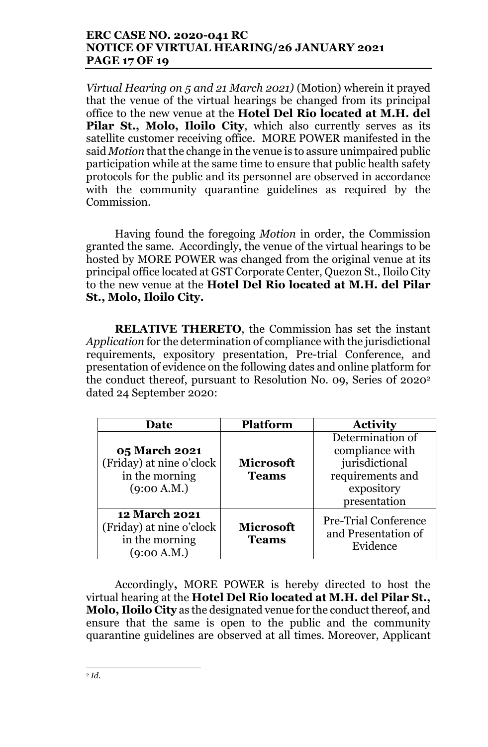*Virtual Hearing on 5 and 21 March 2021)* (Motion) wherein it prayed that the venue of the virtual hearings be changed from its principal office to the new venue at the **Hotel Del Rio located at M.H. del Pilar St., Molo, Iloilo City**, which also currently serves as its satellite customer receiving office. MORE POWER manifested in the said *Motion* that the change in the venue is to assure unimpaired public participation while at the same time to ensure that public health safety protocols for the public and its personnel are observed in accordance with the community quarantine guidelines as required by the Commission.

Having found the foregoing *Motion* in order, the Commission granted the same. Accordingly, the venue of the virtual hearings to be hosted by MORE POWER was changed from the original venue at its principal office located at GST Corporate Center, Quezon St., Iloilo City to the new venue at the **Hotel Del Rio located at M.H. del Pilar St., Molo, Iloilo City.**

**RELATIVE THERETO**, the Commission has set the instant *Application* for the determination of compliance with the jurisdictional requirements, expository presentation, Pre-trial Conference, and presentation of evidence on the following dates and online platform for the conduct thereof, pursuant to Resolution No. 09, Series 0f 2020[2] dated 24 September 2020:

| Date | Platform | Activity |
|---|---|---|
| **05 March 2021** (Friday) at nine o'clock in the morning (9:00 A.M.) | **Microsoft Teams** | Determination of compliance with jurisdictional requirements and expository presentation |
| **12 March 2021** (Friday) at nine o'clock in the morning (9:00 A.M.) | **Microsoft Teams** | Pre-Trial Conference and Presentation of Evidence |

Accordingly**,** MORE POWER is hereby directed to host the virtual hearing at the **Hotel Del Rio located at M.H. del Pilar St., Molo, Iloilo City** as the designated venue for the conduct thereof, and ensure that the same is open to the public and the community quarantine guidelines are observed at all times. Moreover, Applicant

---

[2] *Id.*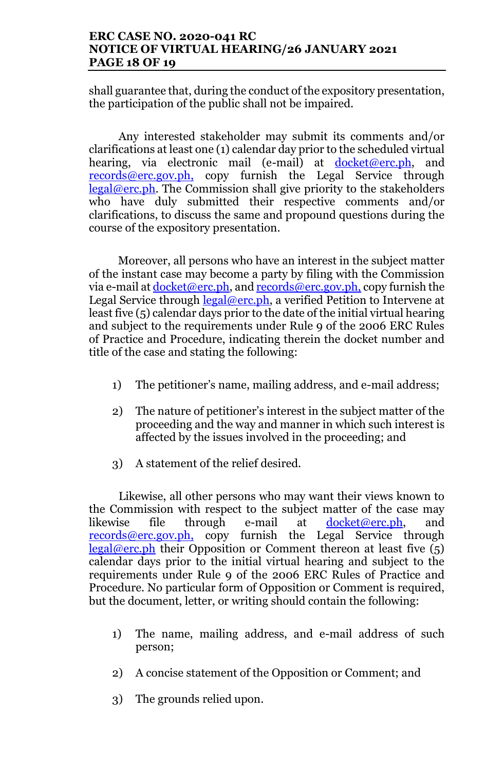shall guarantee that, during the conduct of the expository presentation, the participation of the public shall not be impaired.

Any interested stakeholder may submit its comments and/or clarifications at least one (1) calendar day prior to the scheduled virtual hearing, via electronic mail (e-mail) at docket@erc.ph, and records@erc.gov.ph, copy furnish the Legal Service through legal@erc.ph. The Commission shall give priority to the stakeholders who have duly submitted their respective comments and/or clarifications, to discuss the same and propound questions during the course of the expository presentation.

Moreover, all persons who have an interest in the subject matter of the instant case may become a party by filing with the Commission via e-mail at docket@erc.ph, and records@erc.gov.ph, copy furnish the Legal Service through legal@erc.ph, a verified Petition to Intervene at least five (5) calendar days prior to the date of the initial virtual hearing and subject to the requirements under Rule 9 of the 2006 ERC Rules of Practice and Procedure, indicating therein the docket number and title of the case and stating the following:

1) The petitioner's name, mailing address, and e-mail address;

2) The nature of petitioner's interest in the subject matter of the proceeding and the way and manner in which such interest is affected by the issues involved in the proceeding; and

3) A statement of the relief desired.

Likewise, all other persons who may want their views known to the Commission with respect to the subject matter of the case may likewise file through e-mail at docket@erc.ph, and records@erc.gov.ph, copy furnish the Legal Service through legal@erc.ph their Opposition or Comment thereon at least five (5) calendar days prior to the initial virtual hearing and subject to the requirements under Rule 9 of the 2006 ERC Rules of Practice and Procedure. No particular form of Opposition or Comment is required, but the document, letter, or writing should contain the following:

1) The name, mailing address, and e-mail address of such person;

2) A concise statement of the Opposition or Comment; and

3) The grounds relied upon.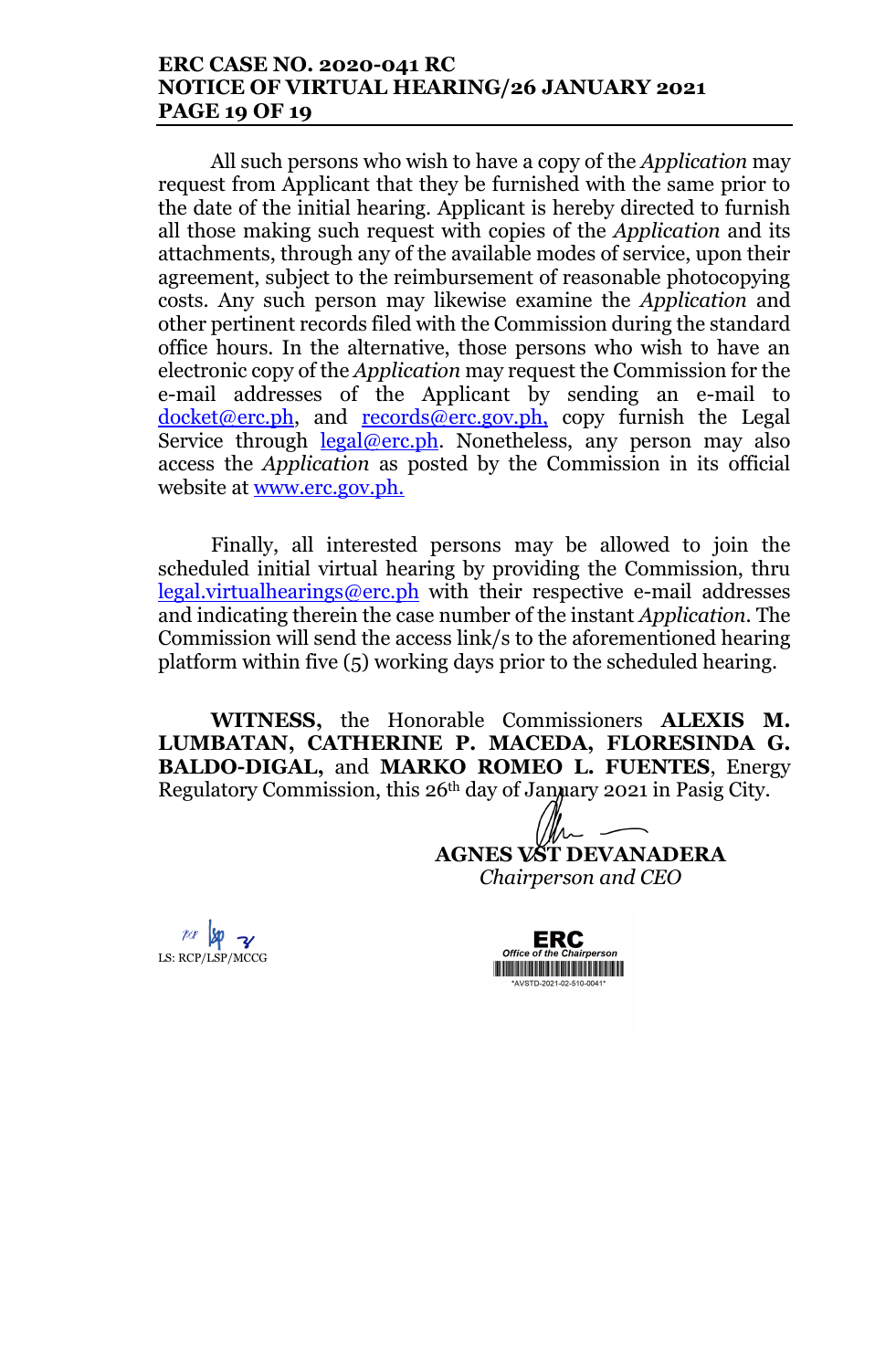All such persons who wish to have a copy of the *Application* may request from Applicant that they be furnished with the same prior to the date of the initial hearing. Applicant is hereby directed to furnish all those making such request with copies of the *Application* and its attachments, through any of the available modes of service, upon their agreement, subject to the reimbursement of reasonable photocopying costs. Any such person may likewise examine the *Application* and other pertinent records filed with the Commission during the standard office hours. In the alternative, those persons who wish to have an electronic copy of the *Application* may request the Commission for the e-mail addresses of the Applicant by sending an e-mail to docket@erc.ph, and records@erc.gov.ph, copy furnish the Legal Service through legal@erc.ph. Nonetheless, any person may also access the *Application* as posted by the Commission in its official website at www.erc.gov.ph.

Finally, all interested persons may be allowed to join the scheduled initial virtual hearing by providing the Commission, thru legal.virtualhearings@erc.ph with their respective e-mail addresses and indicating therein the case number of the instant *Application*. The Commission will send the access link/s to the aforementioned hearing platform within five (5) working days prior to the scheduled hearing.

**WITNESS,** the Honorable Commissioners **ALEXIS M. LUMBATAN, CATHERINE P. MACEDA, FLORESINDA G. BALDO-DIGAL,** and **MARKO ROMEO L. FUENTES**, Energy Regulatory Commission, this 26th day of January 2021 in Pasig City.

**AGNES VST DEVANADERA**
*Chairperson and CEO*

LS: RCP/LSP/MCCG

ERC
*Office of the Chairperson*
*AVSTD-2021-02-510-0041*